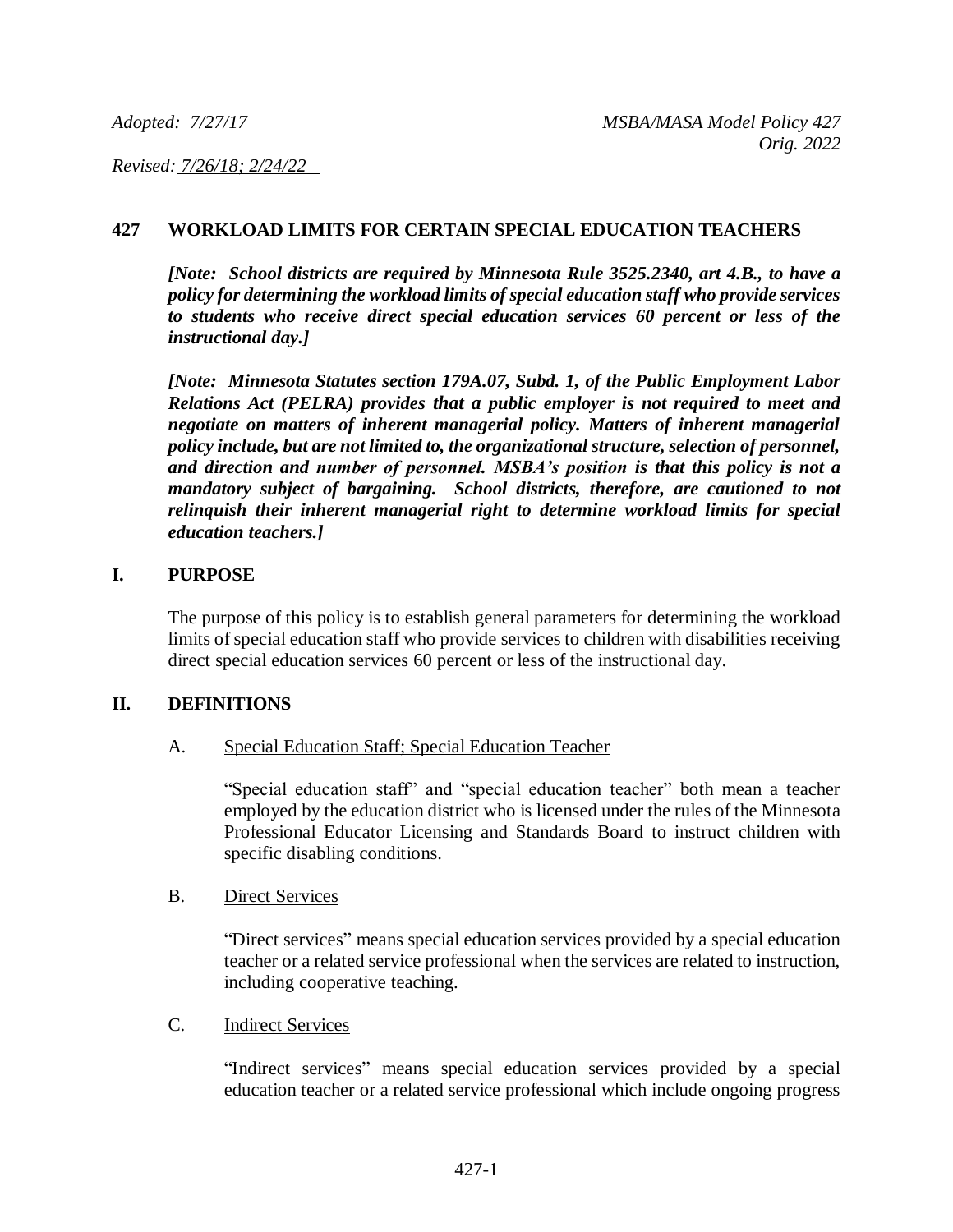*Adopted: 7/27/17* *MSBA/MASA Model Policy 427*
*Orig. 2022*

*Revised: 7/26/18; 2/24/22*

# 427 WORKLOAD LIMITS FOR CERTAIN SPECIAL EDUCATION TEACHERS

***[Note: School districts are required by Minnesota Rule 3525.2340, art 4.B., to have a policy for determining the workload limits of special education staff who provide services to students who receive direct special education services 60 percent or less of the instructional day.]***

***[Note: Minnesota Statutes section 179A.07, Subd. 1, of the Public Employment Labor Relations Act (PELRA) provides that a public employer is not required to meet and negotiate on matters of inherent managerial policy. Matters of inherent managerial policy include, but are not limited to, the organizational structure, selection of personnel, and direction and number of personnel. MSBA's position is that this policy is not a mandatory subject of bargaining. School districts, therefore, are cautioned to not relinquish their inherent managerial right to determine workload limits for special education teachers.]***

## I. PURPOSE

The purpose of this policy is to establish general parameters for determining the workload limits of special education staff who provide services to children with disabilities receiving direct special education services 60 percent or less of the instructional day.

## II. DEFINITIONS

A. Special Education Staff; Special Education Teacher

"Special education staff" and "special education teacher" both mean a teacher employed by the education district who is licensed under the rules of the Minnesota Professional Educator Licensing and Standards Board to instruct children with specific disabling conditions.

B. Direct Services

"Direct services" means special education services provided by a special education teacher or a related service professional when the services are related to instruction, including cooperative teaching.

C. Indirect Services

"Indirect services" means special education services provided by a special education teacher or a related service professional which include ongoing progress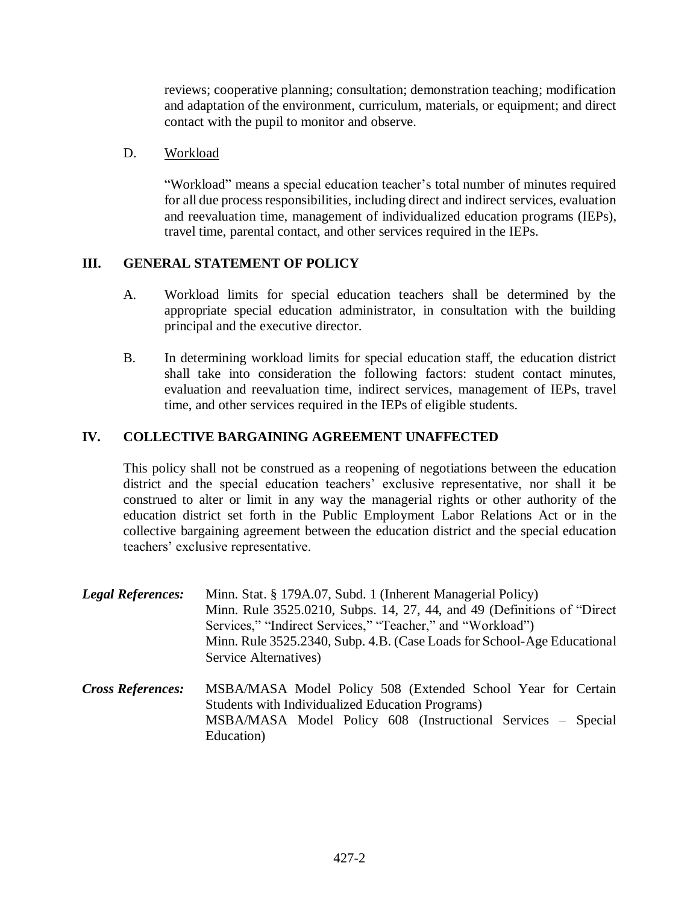reviews; cooperative planning; consultation; demonstration teaching; modification and adaptation of the environment, curriculum, materials, or equipment; and direct contact with the pupil to monitor and observe.

D. Workload

"Workload" means a special education teacher's total number of minutes required for all due process responsibilities, including direct and indirect services, evaluation and reevaluation time, management of individualized education programs (IEPs), travel time, parental contact, and other services required in the IEPs.

## III. GENERAL STATEMENT OF POLICY

A. Workload limits for special education teachers shall be determined by the appropriate special education administrator, in consultation with the building principal and the executive director.

B. In determining workload limits for special education staff, the education district shall take into consideration the following factors: student contact minutes, evaluation and reevaluation time, indirect services, management of IEPs, travel time, and other services required in the IEPs of eligible students.

## IV. COLLECTIVE BARGAINING AGREEMENT UNAFFECTED

This policy shall not be construed as a reopening of negotiations between the education district and the special education teachers' exclusive representative, nor shall it be construed to alter or limit in any way the managerial rights or other authority of the education district set forth in the Public Employment Labor Relations Act or in the collective bargaining agreement between the education district and the special education teachers' exclusive representative.

***Legal References:***
Minn. Stat. § 179A.07, Subd. 1 (Inherent Managerial Policy)
Minn. Rule 3525.0210, Subps. 14, 27, 44, and 49 (Definitions of "Direct Services," "Indirect Services," "Teacher," and "Workload")
Minn. Rule 3525.2340, Subp. 4.B. (Case Loads for School-Age Educational Service Alternatives)

***Cross References:***
MSBA/MASA Model Policy 508 (Extended School Year for Certain Students with Individualized Education Programs)
MSBA/MASA Model Policy 608 (Instructional Services – Special Education)